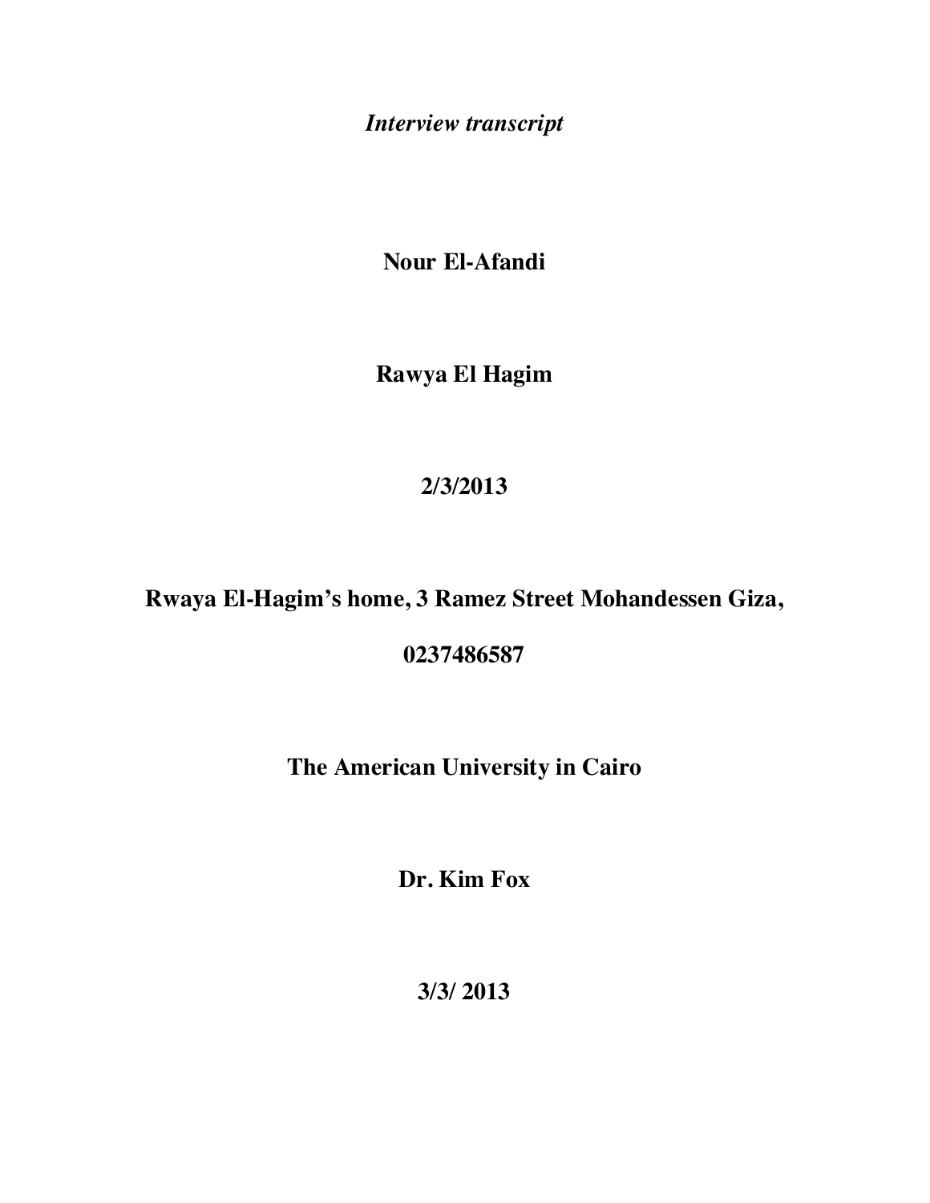*Interview transcript*

**Nour El-Afandi**

**Rawya El Hagim**

**2/3/2013**

**Rwaya El-Hagim's home, 3 Ramez Street Mohandessen Giza,**

**0237486587**

**The American University in Cairo**

**Dr. Kim Fox**

**3/3/ 2013**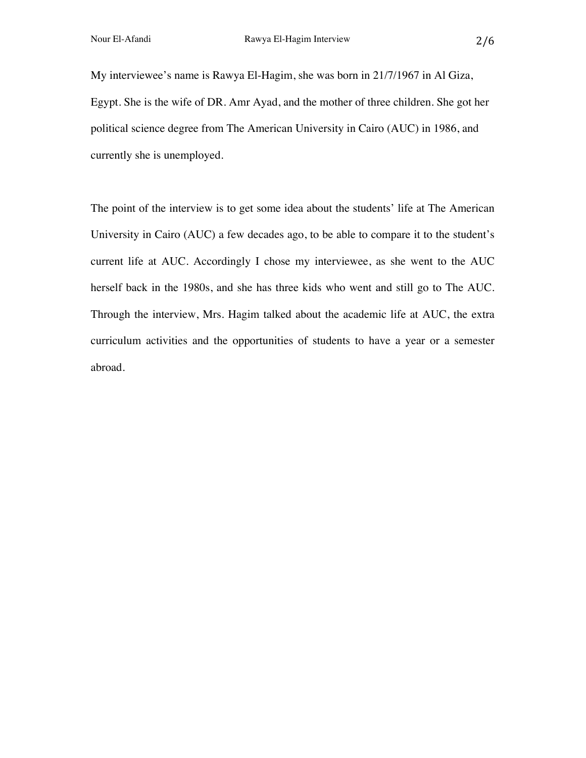My interviewee's name is Rawya El-Hagim, she was born in 21/7/1967 in Al Giza, Egypt. She is the wife of DR. Amr Ayad, and the mother of three children. She got her political science degree from The American University in Cairo (AUC) in 1986, and currently she is unemployed.

The point of the interview is to get some idea about the students' life at The American University in Cairo (AUC) a few decades ago, to be able to compare it to the student's current life at AUC. Accordingly I chose my interviewee, as she went to the AUC herself back in the 1980s, and she has three kids who went and still go to The AUC. Through the interview, Mrs. Hagim talked about the academic life at AUC, the extra curriculum activities and the opportunities of students to have a year or a semester abroad.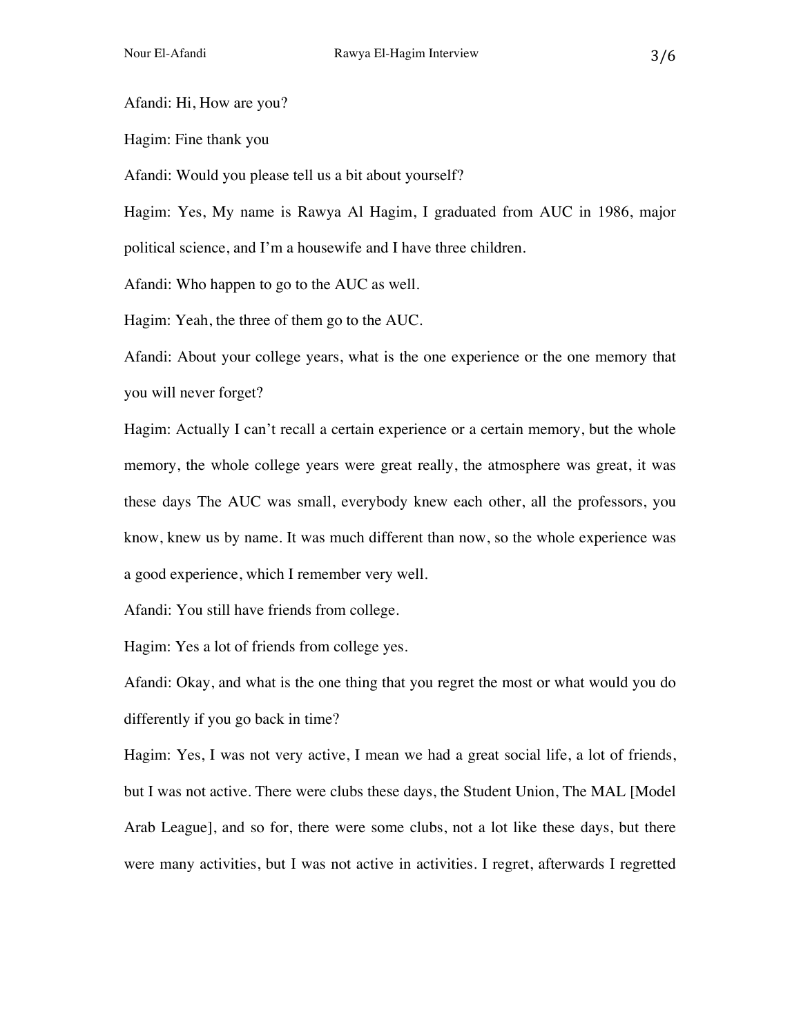Afandi: Hi, How are you?

Hagim: Fine thank you

Afandi: Would you please tell us a bit about yourself?

Hagim: Yes, My name is Rawya Al Hagim, I graduated from AUC in 1986, major political science, and I'm a housewife and I have three children.

Afandi: Who happen to go to the AUC as well.

Hagim: Yeah, the three of them go to the AUC.

Afandi: About your college years, what is the one experience or the one memory that you will never forget?

Hagim: Actually I can't recall a certain experience or a certain memory, but the whole memory, the whole college years were great really, the atmosphere was great, it was these days The AUC was small, everybody knew each other, all the professors, you know, knew us by name. It was much different than now, so the whole experience was a good experience, which I remember very well.

Afandi: You still have friends from college.

Hagim: Yes a lot of friends from college yes.

Afandi: Okay, and what is the one thing that you regret the most or what would you do differently if you go back in time?

Hagim: Yes, I was not very active, I mean we had a great social life, a lot of friends, but I was not active. There were clubs these days, the Student Union, The MAL [Model Arab League], and so for, there were some clubs, not a lot like these days, but there were many activities, but I was not active in activities. I regret, afterwards I regretted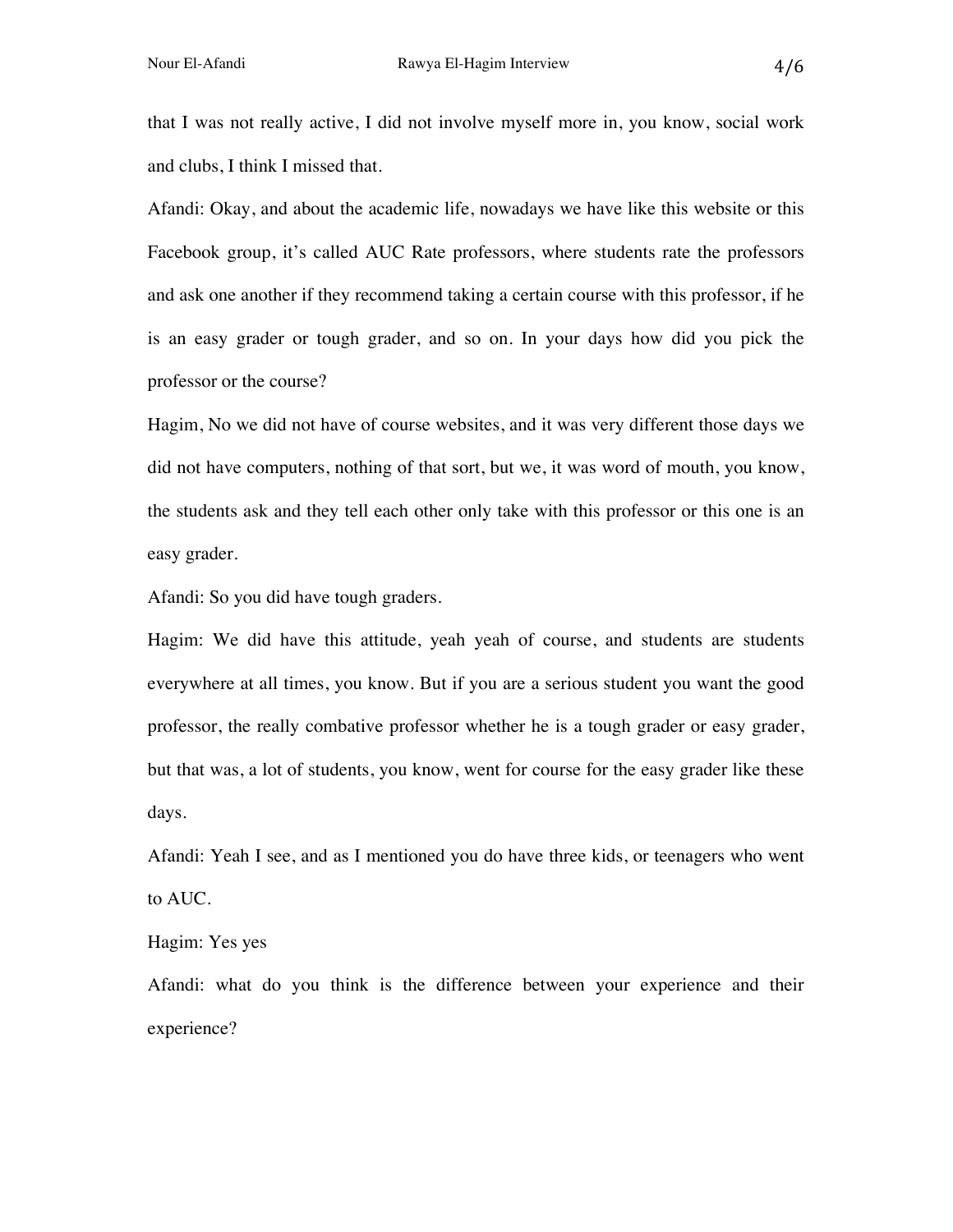that I was not really active, I did not involve myself more in, you know, social work and clubs, I think I missed that.

Afandi: Okay, and about the academic life, nowadays we have like this website or this Facebook group, it's called AUC Rate professors, where students rate the professors and ask one another if they recommend taking a certain course with this professor, if he is an easy grader or tough grader, and so on. In your days how did you pick the professor or the course?

Hagim, No we did not have of course websites, and it was very different those days we did not have computers, nothing of that sort, but we, it was word of mouth, you know, the students ask and they tell each other only take with this professor or this one is an easy grader.

Afandi: So you did have tough graders.

Hagim: We did have this attitude, yeah yeah of course, and students are students everywhere at all times, you know. But if you are a serious student you want the good professor, the really combative professor whether he is a tough grader or easy grader, but that was, a lot of students, you know, went for course for the easy grader like these days.

Afandi: Yeah I see, and as I mentioned you do have three kids, or teenagers who went to AUC.

Hagim: Yes yes

Afandi: what do you think is the difference between your experience and their experience?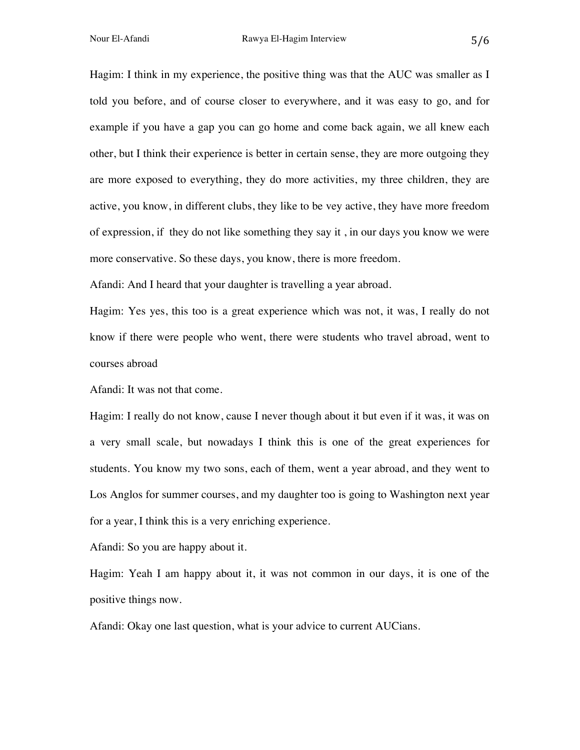Hagim: I think in my experience, the positive thing was that the AUC was smaller as I told you before, and of course closer to everywhere, and it was easy to go, and for example if you have a gap you can go home and come back again, we all knew each other, but I think their experience is better in certain sense, they are more outgoing they are more exposed to everything, they do more activities, my three children, they are active, you know, in different clubs, they like to be vey active, they have more freedom of expression, if they do not like something they say it , in our days you know we were more conservative. So these days, you know, there is more freedom.

Afandi: And I heard that your daughter is travelling a year abroad.

Hagim: Yes yes, this too is a great experience which was not, it was, I really do not know if there were people who went, there were students who travel abroad, went to courses abroad

Afandi: It was not that come.

Hagim: I really do not know, cause I never though about it but even if it was, it was on a very small scale, but nowadays I think this is one of the great experiences for students. You know my two sons, each of them, went a year abroad, and they went to Los Anglos for summer courses, and my daughter too is going to Washington next year for a year, I think this is a very enriching experience.

Afandi: So you are happy about it.

Hagim: Yeah I am happy about it, it was not common in our days, it is one of the positive things now.

Afandi: Okay one last question, what is your advice to current AUCians.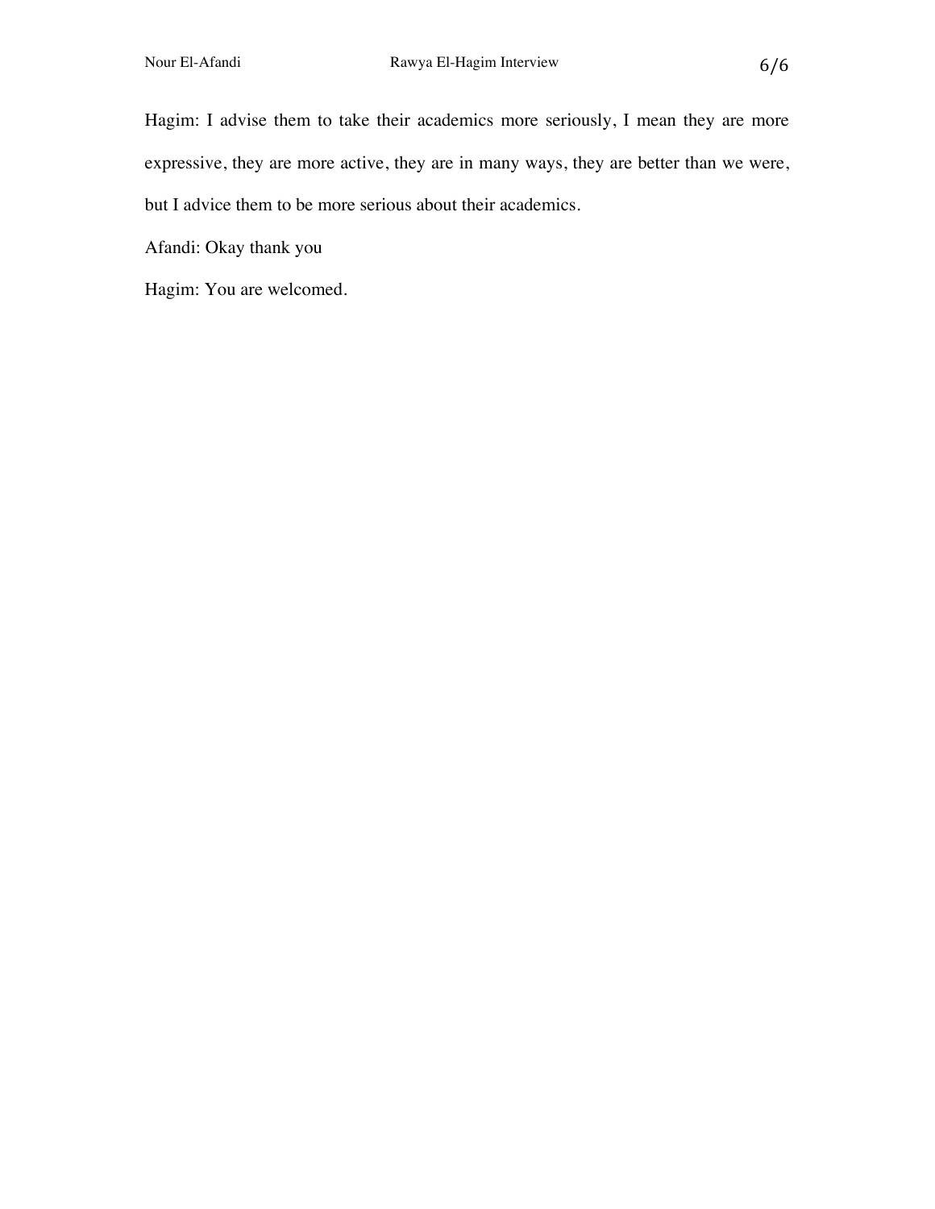Hagim: I advise them to take their academics more seriously, I mean they are more expressive, they are more active, they are in many ways, they are better than we were, but I advice them to be more serious about their academics.

Afandi: Okay thank you

Hagim: You are welcomed.